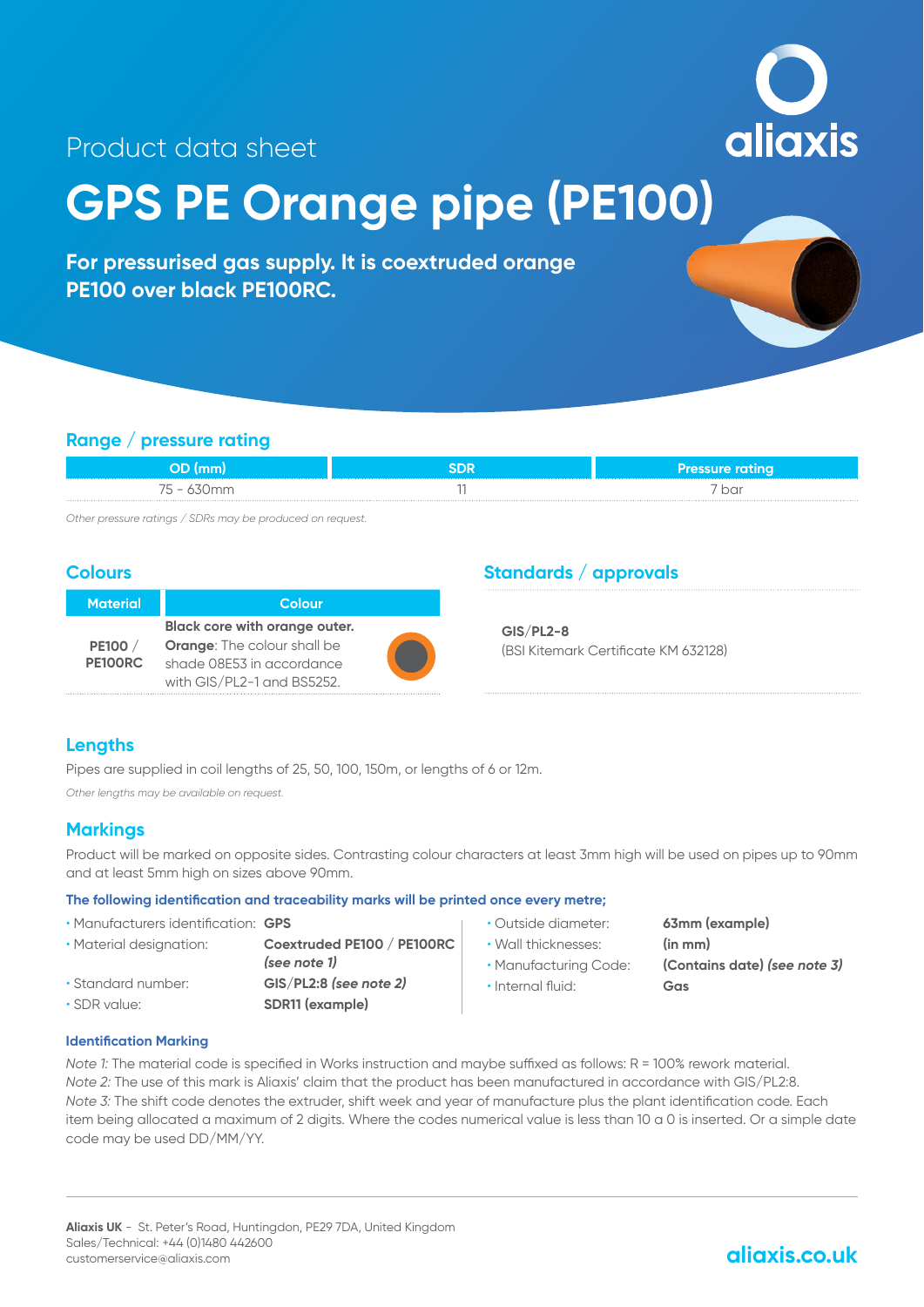Product data sheet

# GPS PE Orange pipe (PE100)

**For pressurised gas supply. It is coextruded orange PE100 over black PE100RC.**

## Range / pressure rating

| OD (mm) | SDR | Pressure rating |
|---|---|---|
| 75 - 630mm | 11 | 7 bar |

*Other pressure ratings / SDRs may be produced on request.*

## Colours

| Material | Colour |
|---|---|
| PE100 / PE100RC | **Black core with orange outer.** **Orange**: The colour shall be shade 08E53 in accordance with GIS/PL2-1 and BS5252. |

## Standards / approvals

**GIS/PL2-8**
(BSI Kitemark Certificate KM 632128)

## Lengths

Pipes are supplied in coil lengths of 25, 50, 100, 150m, or lengths of 6 or 12m.

*Other lengths may be available on request.*

## Markings

Product will be marked on opposite sides. Contrasting colour characters at least 3mm high will be used on pipes up to 90mm and at least 5mm high on sizes above 90mm.

**The following identification and traceability marks will be printed once every metre;**

- Manufacturers identification: **GPS**
- Material designation: **Coextruded PE100 / PE100RC *(see note 1)***
- Standard number: **GIS/PL2:8 *(see note 2)***
- SDR value: **SDR11 (example)**
- Outside diameter: **63mm (example)**
- Wall thicknesses: **(in mm)**
- Manufacturing Code: **(Contains date) *(see note 3)***
- Internal fluid: **Gas**

**Identification Marking**

*Note 1:* The material code is specified in Works instruction and maybe suffixed as follows: R = 100% rework material.
*Note 2:* The use of this mark is Aliaxis' claim that the product has been manufactured in accordance with GIS/PL2:8.
*Note 3:* The shift code denotes the extruder, shift week and year of manufacture plus the plant identification code. Each item being allocated a maximum of 2 digits. Where the codes numerical value is less than 10 a 0 is inserted. Or a simple date code may be used DD/MM/YY.

**Aliaxis UK** - St. Peter's Road, Huntingdon, PE29 7DA, United Kingdom
Sales/Technical: +44 (0)1480 442600
customerservice@aliaxis.com

aliaxis.co.uk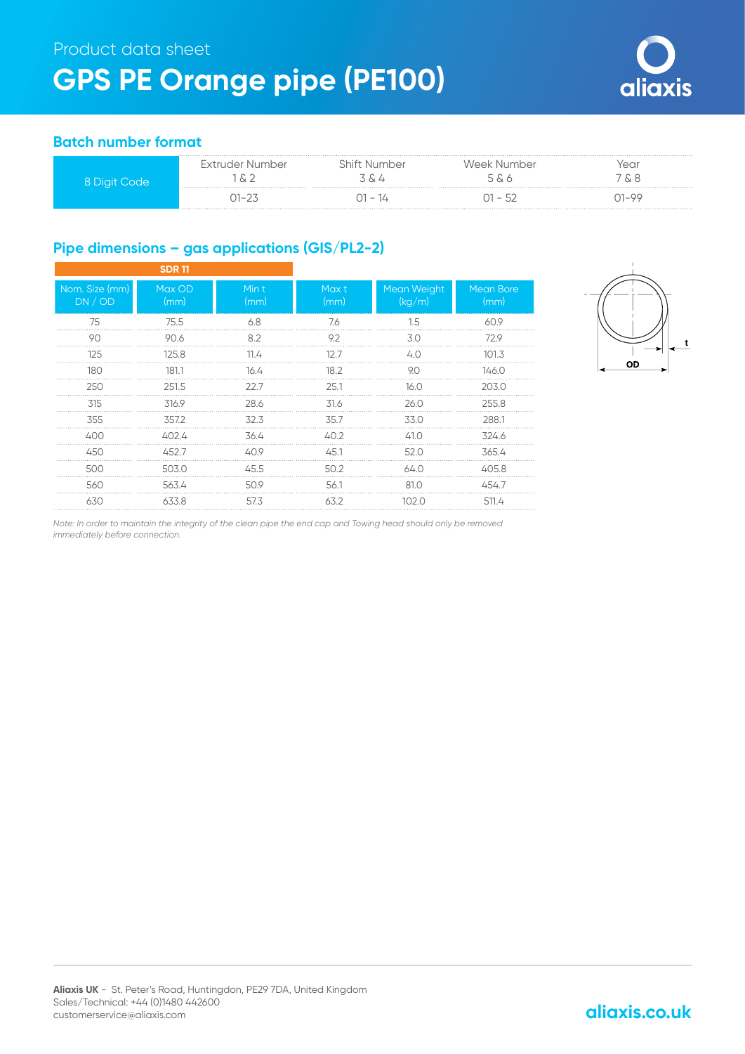Product data sheet

# GPS PE Orange pipe (PE100)

## Batch number format

| | Extruder Number 1 & 2 | Shift Number 3 & 4 | Week Number 5 & 6 | Year 7 & 8 |
|---|---|---|---|---|
| 8 Digit Code | 01-23 | 01 - 14 | 01 - 52 | 01-99 |

## Pipe dimensions – gas applications (GIS/PL2-2)

| SDR 11 | | | | | |
|---|---|---|---|---|---|
| Nom. Size (mm) DN / OD | Max OD (mm) | Min t (mm) | Max t (mm) | Mean Weight (kg/m) | Mean Bore (mm) |
| 75 | 75.5 | 6.8 | 7.6 | 1.5 | 60.9 |
| 90 | 90.6 | 8.2 | 9.2 | 3.0 | 72.9 |
| 125 | 125.8 | 11.4 | 12.7 | 4.0 | 101.3 |
| 180 | 181.1 | 16.4 | 18.2 | 9.0 | 146.0 |
| 250 | 251.5 | 22.7 | 25.1 | 16.0 | 203.0 |
| 315 | 316.9 | 28.6 | 31.6 | 26.0 | 255.8 |
| 355 | 357.2 | 32.3 | 35.7 | 33.0 | 288.1 |
| 400 | 402.4 | 36.4 | 40.2 | 41.0 | 324.6 |
| 450 | 452.7 | 40.9 | 45.1 | 52.0 | 365.4 |
| 500 | 503.0 | 45.5 | 50.2 | 64.0 | 405.8 |
| 560 | 563.4 | 50.9 | 56.1 | 81.0 | 454.7 |
| 630 | 633.8 | 57.3 | 63.2 | 102.0 | 511.4 |

t

OD

*Note: In order to maintain the integrity of the clean pipe the end cap and Towing head should only be removed immediately before connection.*

**Aliaxis UK** - St. Peter's Road, Huntingdon, PE29 7DA, United Kingdom
Sales/Technical: +44 (0)1480 442600
customerservice@aliaxis.com

aliaxis.co.uk